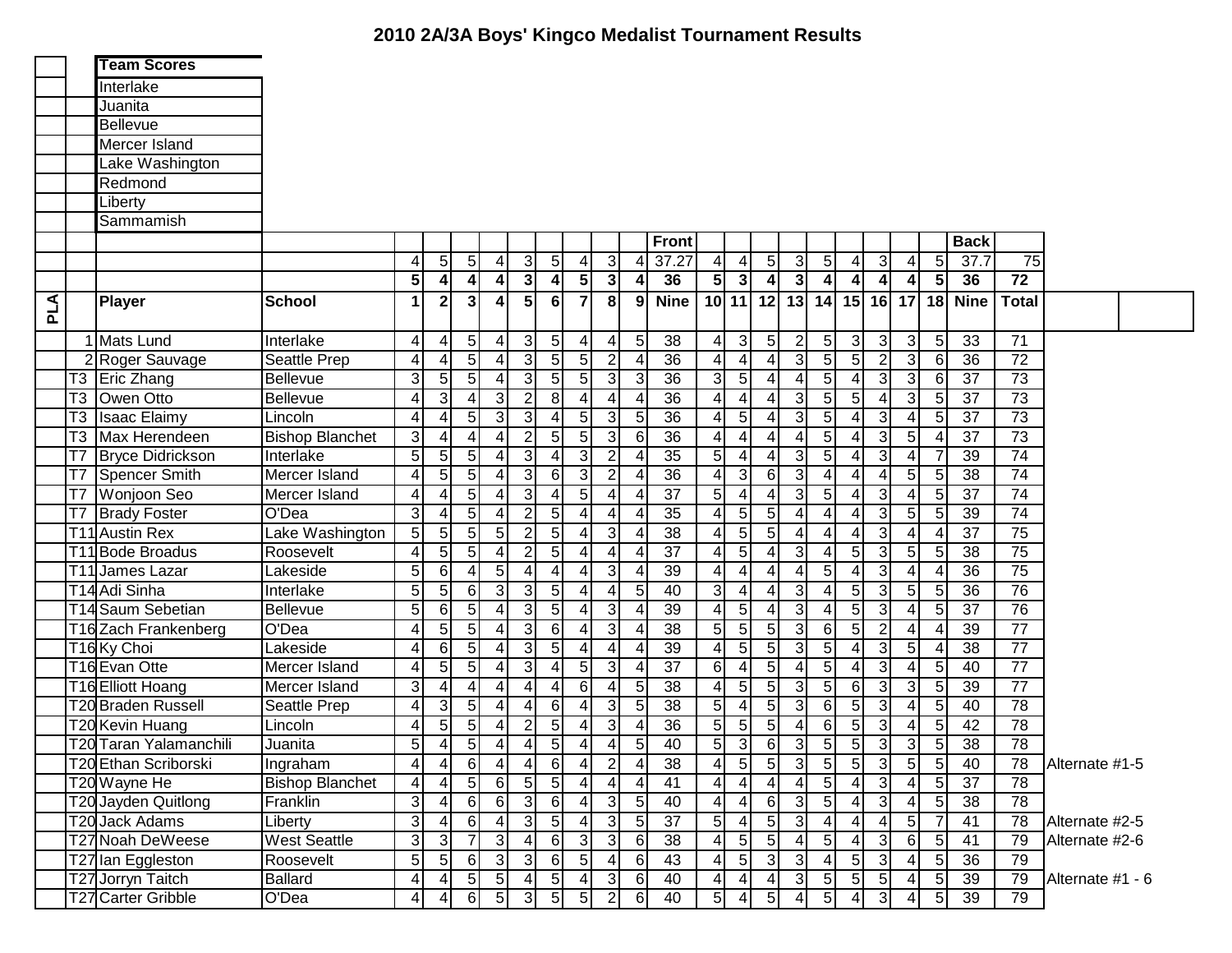# 2010 2A/3A Boys' Kingco Medalist Tournament Results

| Team Scores |
|---|
| Interlake |
| Juanita |
| Bellevue |
| Mercer Island |
| Lake Washington |
| Redmond |
| Liberty |
| Sammamish |

| PLA | Player | School | 1 | 2 | 3 | 4 | 5 | 6 | 7 | 8 | 9 | Front Nine | 10 | 11 | 12 | 13 | 14 | 15 | 16 | 17 | 18 | Back Nine | Total | |
|---|---|---|---|---|---|---|---|---|---|---|---|---|---|---|---|---|---|---|---|---|---|---|---|---|
| | | | 4 | 5 | 5 | 4 | 3 | 5 | 4 | 3 | 4 | 37.27 | 4 | 4 | 5 | 3 | 5 | 4 | 3 | 4 | 5 | 37.7 | 75 | |
| | | | 5 | 4 | 4 | 4 | 3 | 4 | 5 | 3 | 4 | 36 | 5 | 3 | 4 | 3 | 4 | 4 | 4 | 4 | 5 | 36 | 72 | |
| 1 | Mats Lund | Interlake | 4 | 4 | 5 | 4 | 3 | 5 | 4 | 4 | 5 | 38 | 4 | 3 | 5 | 2 | 5 | 3 | 3 | 3 | 5 | 33 | 71 | |
| 2 | Roger Sauvage | Seattle Prep | 4 | 4 | 5 | 4 | 3 | 5 | 5 | 2 | 4 | 36 | 4 | 4 | 4 | 3 | 5 | 5 | 2 | 3 | 6 | 36 | 72 | |
| T3 | Eric Zhang | Bellevue | 3 | 5 | 5 | 4 | 3 | 5 | 5 | 3 | 3 | 36 | 3 | 5 | 4 | 4 | 5 | 4 | 3 | 3 | 6 | 37 | 73 | |
| T3 | Owen Otto | Bellevue | 4 | 3 | 4 | 3 | 2 | 8 | 4 | 4 | 4 | 36 | 4 | 4 | 4 | 3 | 5 | 5 | 4 | 3 | 5 | 37 | 73 | |
| T3 | Isaac Elaimy | Lincoln | 4 | 4 | 5 | 3 | 3 | 4 | 5 | 3 | 5 | 36 | 4 | 5 | 4 | 3 | 5 | 4 | 3 | 4 | 5 | 37 | 73 | |
| T3 | Max Herendeen | Bishop Blanchet | 3 | 4 | 4 | 4 | 2 | 5 | 5 | 3 | 6 | 36 | 4 | 4 | 4 | 4 | 5 | 4 | 3 | 5 | 4 | 37 | 73 | |
| T7 | Bryce Didrickson | Interlake | 5 | 5 | 5 | 4 | 3 | 4 | 3 | 2 | 4 | 35 | 5 | 4 | 4 | 3 | 5 | 4 | 3 | 4 | 7 | 39 | 74 | |
| T7 | Spencer Smith | Mercer Island | 4 | 5 | 5 | 4 | 3 | 6 | 3 | 2 | 4 | 36 | 4 | 3 | 6 | 3 | 4 | 4 | 4 | 5 | 5 | 38 | 74 | |
| T7 | Wonjoon Seo | Mercer Island | 4 | 4 | 5 | 4 | 3 | 4 | 5 | 4 | 4 | 37 | 5 | 4 | 4 | 3 | 5 | 4 | 3 | 4 | 5 | 37 | 74 | |
| T7 | Brady Foster | O'Dea | 3 | 4 | 5 | 4 | 2 | 5 | 4 | 4 | 4 | 35 | 4 | 5 | 5 | 4 | 4 | 4 | 3 | 5 | 5 | 39 | 74 | |
| T11 | Austin Rex | Lake Washington | 5 | 5 | 5 | 5 | 2 | 5 | 4 | 3 | 4 | 38 | 4 | 5 | 5 | 4 | 4 | 4 | 3 | 4 | 4 | 37 | 75 | |
| T11 | Bode Broadus | Roosevelt | 4 | 5 | 5 | 4 | 2 | 5 | 4 | 4 | 4 | 37 | 4 | 5 | 4 | 3 | 4 | 5 | 3 | 5 | 5 | 38 | 75 | |
| T11 | James Lazar | Lakeside | 5 | 6 | 4 | 5 | 4 | 4 | 4 | 3 | 4 | 39 | 4 | 4 | 4 | 4 | 5 | 4 | 3 | 4 | 4 | 36 | 75 | |
| T14 | Adi Sinha | Interlake | 5 | 5 | 6 | 3 | 3 | 5 | 4 | 4 | 5 | 40 | 3 | 4 | 4 | 3 | 4 | 5 | 3 | 5 | 5 | 36 | 76 | |
| T14 | Saum Sebetian | Bellevue | 5 | 6 | 5 | 4 | 3 | 5 | 4 | 3 | 4 | 39 | 4 | 5 | 4 | 3 | 4 | 5 | 3 | 4 | 5 | 37 | 76 | |
| T16 | Zach Frankenberg | O'Dea | 4 | 5 | 5 | 4 | 3 | 6 | 4 | 3 | 4 | 38 | 5 | 5 | 5 | 3 | 6 | 5 | 2 | 4 | 4 | 39 | 77 | |
| T16 | Ky Choi | Lakeside | 4 | 6 | 5 | 4 | 3 | 5 | 4 | 4 | 4 | 39 | 4 | 5 | 5 | 3 | 5 | 4 | 3 | 5 | 4 | 38 | 77 | |
| T16 | Evan Otte | Mercer Island | 4 | 5 | 5 | 4 | 3 | 4 | 5 | 3 | 4 | 37 | 6 | 4 | 5 | 4 | 5 | 4 | 3 | 4 | 5 | 40 | 77 | |
| T16 | Elliott Hoang | Mercer Island | 3 | 4 | 4 | 4 | 4 | 4 | 6 | 4 | 5 | 38 | 4 | 5 | 5 | 3 | 5 | 6 | 3 | 3 | 5 | 39 | 77 | |
| T20 | Braden Russell | Seattle Prep | 4 | 3 | 5 | 4 | 4 | 6 | 4 | 3 | 5 | 38 | 5 | 4 | 5 | 3 | 6 | 5 | 3 | 4 | 5 | 40 | 78 | |
| T20 | Kevin Huang | Lincoln | 4 | 5 | 5 | 4 | 2 | 5 | 4 | 3 | 4 | 36 | 5 | 5 | 5 | 4 | 6 | 5 | 3 | 4 | 5 | 42 | 78 | |
| T20 | Taran Yalamanchili | Juanita | 5 | 4 | 5 | 4 | 4 | 5 | 4 | 4 | 5 | 40 | 5 | 3 | 6 | 3 | 5 | 5 | 3 | 3 | 5 | 38 | 78 | |
| T20 | Ethan Scriborski | Ingraham | 4 | 4 | 6 | 4 | 4 | 6 | 4 | 2 | 4 | 38 | 4 | 5 | 5 | 3 | 5 | 5 | 3 | 5 | 5 | 40 | 78 | Alternate #1-5 |
| T20 | Wayne He | Bishop Blanchet | 4 | 4 | 5 | 6 | 5 | 5 | 4 | 4 | 4 | 41 | 4 | 4 | 4 | 4 | 5 | 4 | 3 | 4 | 5 | 37 | 78 | |
| T20 | Jayden Quitlong | Franklin | 3 | 4 | 6 | 6 | 3 | 6 | 4 | 3 | 5 | 40 | 4 | 4 | 6 | 3 | 5 | 4 | 3 | 4 | 5 | 38 | 78 | |
| T20 | Jack Adams | Liberty | 3 | 4 | 6 | 4 | 3 | 5 | 4 | 3 | 5 | 37 | 5 | 4 | 5 | 3 | 4 | 4 | 4 | 5 | 7 | 41 | 78 | Alternate #2-5 |
| T27 | Noah DeWeese | West Seattle | 3 | 3 | 7 | 3 | 4 | 6 | 3 | 3 | 6 | 38 | 4 | 5 | 5 | 4 | 5 | 4 | 3 | 6 | 5 | 41 | 79 | Alternate #2-6 |
| T27 | Ian Eggleston | Roosevelt | 5 | 5 | 6 | 3 | 3 | 6 | 5 | 4 | 6 | 43 | 4 | 5 | 3 | 3 | 4 | 5 | 3 | 4 | 5 | 36 | 79 | |
| T27 | Jorryn Taitch | Ballard | 4 | 4 | 5 | 5 | 4 | 5 | 4 | 3 | 6 | 40 | 4 | 4 | 4 | 3 | 5 | 5 | 5 | 4 | 5 | 39 | 79 | Alternate #1 - 6 |
| T27 | Carter Gribble | O'Dea | 4 | 4 | 6 | 5 | 3 | 5 | 5 | 2 | 6 | 40 | 5 | 4 | 5 | 4 | 5 | 4 | 3 | 4 | 5 | 39 | 79 | |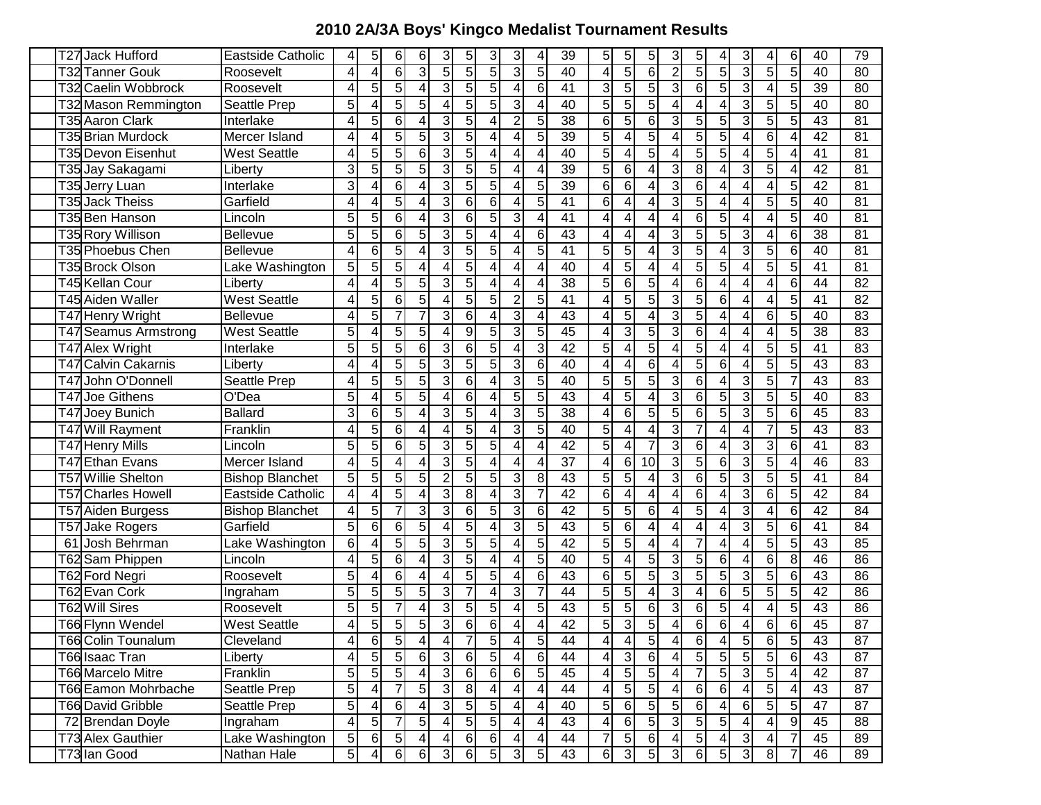# 2010 2A/3A Boys' Kingco Medalist Tournament Results

| | Name | School | | | | | | | | | | | | | | | | | | | | | |
|---|---|---|---|---|---|---|---|---|---|---|---|---|---|---|---|---|---|---|---|---|---|---|---|
| T27 | Jack Hufford | Eastside Catholic | 4 | 5 | 6 | 6 | 3 | 5 | 3 | 3 | 4 | 39 | 5 | 5 | 5 | 3 | 5 | 4 | 3 | 4 | 6 | 40 | 79 |
| T32 | Tanner Gouk | Roosevelt | 4 | 4 | 6 | 3 | 5 | 5 | 5 | 3 | 5 | 40 | 4 | 5 | 6 | 2 | 5 | 5 | 3 | 5 | 5 | 40 | 80 |
| T32 | Caelin Wobbrock | Roosevelt | 4 | 5 | 5 | 4 | 3 | 5 | 5 | 4 | 6 | 41 | 3 | 5 | 5 | 3 | 6 | 5 | 3 | 4 | 5 | 39 | 80 |
| T32 | Mason Remmington | Seattle Prep | 5 | 4 | 5 | 5 | 4 | 5 | 5 | 3 | 4 | 40 | 5 | 5 | 5 | 4 | 4 | 4 | 3 | 5 | 5 | 40 | 80 |
| T35 | Aaron Clark | Interlake | 4 | 5 | 6 | 4 | 3 | 5 | 4 | 2 | 5 | 38 | 6 | 5 | 6 | 3 | 5 | 5 | 3 | 5 | 5 | 43 | 81 |
| T35 | Brian Murdock | Mercer Island | 4 | 4 | 5 | 5 | 3 | 5 | 4 | 4 | 5 | 39 | 5 | 4 | 5 | 4 | 5 | 5 | 4 | 6 | 4 | 42 | 81 |
| T35 | Devon Eisenhut | West Seattle | 4 | 5 | 5 | 6 | 3 | 5 | 4 | 4 | 4 | 40 | 5 | 4 | 5 | 4 | 5 | 5 | 4 | 5 | 4 | 41 | 81 |
| T35 | Jay Sakagami | Liberty | 3 | 5 | 5 | 5 | 3 | 5 | 5 | 4 | 4 | 39 | 5 | 6 | 4 | 3 | 8 | 4 | 3 | 5 | 4 | 42 | 81 |
| T35 | Jerry Luan | Interlake | 3 | 4 | 6 | 4 | 3 | 5 | 5 | 4 | 5 | 39 | 6 | 6 | 4 | 3 | 6 | 4 | 4 | 4 | 5 | 42 | 81 |
| T35 | Jack Theiss | Garfield | 4 | 4 | 5 | 4 | 3 | 6 | 6 | 4 | 5 | 41 | 6 | 4 | 4 | 3 | 5 | 4 | 4 | 5 | 5 | 40 | 81 |
| T35 | Ben Hanson | Lincoln | 5 | 5 | 6 | 4 | 3 | 6 | 5 | 3 | 4 | 41 | 4 | 4 | 4 | 4 | 6 | 5 | 4 | 4 | 5 | 40 | 81 |
| T35 | Rory Willison | Bellevue | 5 | 5 | 6 | 5 | 3 | 5 | 4 | 4 | 6 | 43 | 4 | 4 | 4 | 3 | 5 | 5 | 3 | 4 | 6 | 38 | 81 |
| T35 | Phoebus Chen | Bellevue | 4 | 6 | 5 | 4 | 3 | 5 | 5 | 4 | 5 | 41 | 5 | 5 | 4 | 3 | 5 | 4 | 3 | 5 | 6 | 40 | 81 |
| T35 | Brock Olson | Lake Washington | 5 | 5 | 5 | 4 | 4 | 5 | 4 | 4 | 4 | 40 | 4 | 5 | 4 | 4 | 5 | 5 | 4 | 5 | 5 | 41 | 81 |
| T45 | Kellan Cour | Liberty | 4 | 4 | 5 | 5 | 3 | 5 | 4 | 4 | 4 | 38 | 5 | 6 | 5 | 4 | 6 | 4 | 4 | 4 | 6 | 44 | 82 |
| T45 | Aiden Waller | West Seattle | 4 | 5 | 6 | 5 | 4 | 5 | 5 | 2 | 5 | 41 | 4 | 5 | 5 | 3 | 5 | 6 | 4 | 4 | 5 | 41 | 82 |
| T47 | Henry Wright | Bellevue | 4 | 5 | 7 | 7 | 3 | 6 | 4 | 3 | 4 | 43 | 4 | 5 | 4 | 3 | 5 | 4 | 4 | 6 | 5 | 40 | 83 |
| T47 | Seamus Armstrong | West Seattle | 5 | 4 | 5 | 5 | 4 | 9 | 5 | 3 | 5 | 45 | 4 | 3 | 5 | 3 | 6 | 4 | 4 | 4 | 5 | 38 | 83 |
| T47 | Alex Wright | Interlake | 5 | 5 | 5 | 6 | 3 | 6 | 5 | 4 | 3 | 42 | 5 | 4 | 5 | 4 | 5 | 4 | 4 | 5 | 5 | 41 | 83 |
| T47 | Calvin Cakarnis | Liberty | 4 | 4 | 5 | 5 | 3 | 5 | 5 | 3 | 6 | 40 | 4 | 4 | 6 | 4 | 5 | 6 | 4 | 5 | 5 | 43 | 83 |
| T47 | John O'Donnell | Seattle Prep | 4 | 5 | 5 | 5 | 3 | 6 | 4 | 3 | 5 | 40 | 5 | 5 | 5 | 3 | 6 | 4 | 3 | 5 | 7 | 43 | 83 |
| T47 | Joe Githens | O'Dea | 5 | 4 | 5 | 5 | 4 | 6 | 4 | 5 | 5 | 43 | 4 | 5 | 4 | 3 | 6 | 5 | 3 | 5 | 5 | 40 | 83 |
| T47 | Joey Bunich | Ballard | 3 | 6 | 5 | 4 | 3 | 5 | 4 | 3 | 5 | 38 | 4 | 6 | 5 | 5 | 6 | 5 | 3 | 5 | 6 | 45 | 83 |
| T47 | Will Rayment | Franklin | 4 | 5 | 6 | 4 | 4 | 5 | 4 | 3 | 5 | 40 | 5 | 4 | 4 | 3 | 7 | 4 | 4 | 7 | 5 | 43 | 83 |
| T47 | Henry Mills | Lincoln | 5 | 5 | 6 | 5 | 3 | 5 | 5 | 4 | 4 | 42 | 5 | 4 | 7 | 3 | 6 | 4 | 3 | 3 | 6 | 41 | 83 |
| T47 | Ethan Evans | Mercer Island | 4 | 5 | 4 | 4 | 3 | 5 | 4 | 4 | 4 | 37 | 4 | 6 | 10 | 3 | 5 | 6 | 3 | 5 | 4 | 46 | 83 |
| T57 | Willie Shelton | Bishop Blanchet | 5 | 5 | 5 | 5 | 2 | 5 | 5 | 3 | 8 | 43 | 5 | 5 | 4 | 3 | 6 | 5 | 3 | 5 | 5 | 41 | 84 |
| T57 | Charles Howell | Eastside Catholic | 4 | 4 | 5 | 4 | 3 | 8 | 4 | 3 | 7 | 42 | 6 | 4 | 4 | 4 | 6 | 4 | 3 | 6 | 5 | 42 | 84 |
| T57 | Aiden Burgess | Bishop Blanchet | 4 | 5 | 7 | 3 | 3 | 6 | 5 | 3 | 6 | 42 | 5 | 5 | 6 | 4 | 5 | 4 | 3 | 4 | 6 | 42 | 84 |
| T57 | Jake Rogers | Garfield | 5 | 6 | 6 | 5 | 4 | 5 | 4 | 3 | 5 | 43 | 5 | 6 | 4 | 4 | 4 | 4 | 3 | 5 | 6 | 41 | 84 |
| 61 | Josh Behrman | Lake Washington | 6 | 4 | 5 | 5 | 3 | 5 | 5 | 4 | 5 | 42 | 5 | 5 | 4 | 4 | 7 | 4 | 4 | 5 | 5 | 43 | 85 |
| T62 | Sam Phippen | Lincoln | 4 | 5 | 6 | 4 | 3 | 5 | 4 | 4 | 5 | 40 | 5 | 4 | 5 | 3 | 5 | 6 | 4 | 6 | 8 | 46 | 86 |
| T62 | Ford Negri | Roosevelt | 5 | 4 | 6 | 4 | 4 | 5 | 5 | 4 | 6 | 43 | 6 | 5 | 5 | 3 | 5 | 5 | 3 | 5 | 6 | 43 | 86 |
| T62 | Evan Cork | Ingraham | 5 | 5 | 5 | 5 | 3 | 7 | 4 | 3 | 7 | 44 | 5 | 5 | 4 | 3 | 4 | 6 | 5 | 5 | 5 | 42 | 86 |
| T62 | Will Sires | Roosevelt | 5 | 5 | 7 | 4 | 3 | 5 | 5 | 4 | 5 | 43 | 5 | 5 | 6 | 3 | 6 | 5 | 4 | 4 | 5 | 43 | 86 |
| T66 | Flynn Wendel | West Seattle | 4 | 5 | 5 | 5 | 3 | 6 | 6 | 4 | 4 | 42 | 5 | 3 | 5 | 4 | 6 | 6 | 4 | 6 | 6 | 45 | 87 |
| T66 | Colin Tounalum | Cleveland | 4 | 6 | 5 | 4 | 4 | 7 | 5 | 4 | 5 | 44 | 4 | 4 | 5 | 4 | 6 | 4 | 5 | 6 | 5 | 43 | 87 |
| T66 | Isaac Tran | Liberty | 4 | 5 | 5 | 6 | 3 | 6 | 5 | 4 | 6 | 44 | 4 | 3 | 6 | 4 | 5 | 5 | 5 | 5 | 6 | 43 | 87 |
| T66 | Marcelo Mitre | Franklin | 5 | 5 | 5 | 4 | 3 | 6 | 6 | 6 | 5 | 45 | 4 | 5 | 5 | 4 | 7 | 5 | 3 | 5 | 4 | 42 | 87 |
| T66 | Eamon Mohrbache | Seattle Prep | 5 | 4 | 7 | 5 | 3 | 8 | 4 | 4 | 4 | 44 | 4 | 5 | 5 | 4 | 6 | 6 | 4 | 5 | 4 | 43 | 87 |
| T66 | David Gribble | Seattle Prep | 5 | 4 | 6 | 4 | 3 | 5 | 5 | 4 | 4 | 40 | 5 | 6 | 5 | 5 | 6 | 4 | 6 | 5 | 5 | 47 | 87 |
| 72 | Brendan Doyle | Ingraham | 4 | 5 | 7 | 5 | 4 | 5 | 5 | 4 | 4 | 43 | 4 | 6 | 5 | 3 | 5 | 5 | 4 | 4 | 9 | 45 | 88 |
| T73 | Alex Gauthier | Lake Washington | 5 | 6 | 5 | 4 | 4 | 6 | 6 | 4 | 4 | 44 | 7 | 5 | 6 | 4 | 5 | 4 | 3 | 4 | 7 | 45 | 89 |
| T73 | Ian Good | Nathan Hale | 5 | 4 | 6 | 6 | 3 | 6 | 5 | 3 | 5 | 43 | 6 | 3 | 5 | 3 | 6 | 5 | 3 | 8 | 7 | 46 | 89 |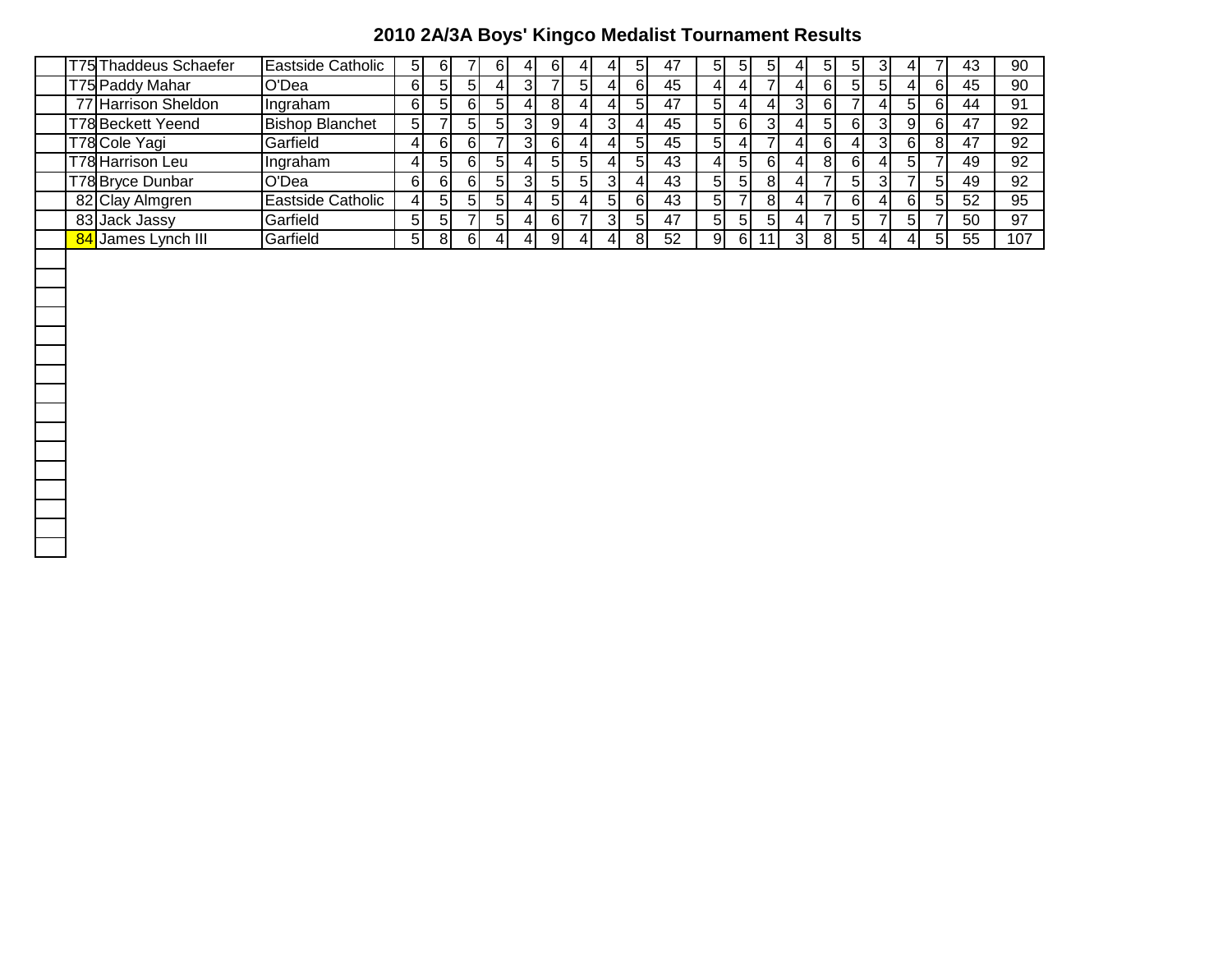# 2010 2A/3A Boys' Kingco Medalist Tournament Results

| | | | | | | | | | | | | | | | | | | | | | | | | |
|---|---|---|---|---|---|---|---|---|---|---|---|---|---|---|---|---|---|---|---|---|---|---|---|---|
| | T75 | Thaddeus Schaefer | Eastside Catholic | 5 | 6 | 7 | 6 | 4 | 6 | 4 | 4 | 5 | 47 | 5 | 5 | 5 | 4 | 5 | 5 | 3 | 4 | 7 | 43 | 90 |
| | T75 | Paddy Mahar | O'Dea | 6 | 5 | 5 | 4 | 3 | 7 | 5 | 4 | 6 | 45 | 4 | 4 | 7 | 4 | 6 | 5 | 5 | 4 | 6 | 45 | 90 |
| | 77 | Harrison Sheldon | Ingraham | 6 | 5 | 6 | 5 | 4 | 8 | 4 | 4 | 5 | 47 | 5 | 4 | 4 | 3 | 6 | 7 | 4 | 5 | 6 | 44 | 91 |
| | T78 | Beckett Yeend | Bishop Blanchet | 5 | 7 | 5 | 5 | 3 | 9 | 4 | 3 | 4 | 45 | 5 | 6 | 3 | 4 | 5 | 6 | 3 | 9 | 6 | 47 | 92 |
| | T78 | Cole Yagi | Garfield | 4 | 6 | 6 | 7 | 3 | 6 | 4 | 4 | 5 | 45 | 5 | 4 | 7 | 4 | 6 | 4 | 3 | 6 | 8 | 47 | 92 |
| | T78 | Harrison Leu | Ingraham | 4 | 5 | 6 | 5 | 4 | 5 | 5 | 4 | 5 | 43 | 4 | 5 | 6 | 4 | 8 | 6 | 4 | 5 | 7 | 49 | 92 |
| | T78 | Bryce Dunbar | O'Dea | 6 | 6 | 6 | 5 | 3 | 5 | 5 | 3 | 4 | 43 | 5 | 5 | 8 | 4 | 7 | 5 | 3 | 7 | 5 | 49 | 92 |
| | 82 | Clay Almgren | Eastside Catholic | 4 | 5 | 5 | 5 | 4 | 5 | 4 | 5 | 6 | 43 | 5 | 7 | 8 | 4 | 7 | 6 | 4 | 6 | 5 | 52 | 95 |
| | 83 | Jack Jassy | Garfield | 5 | 5 | 7 | 5 | 4 | 6 | 7 | 3 | 5 | 47 | 5 | 5 | 5 | 4 | 7 | 5 | 7 | 5 | 7 | 50 | 97 |
| | 84 | James Lynch III | Garfield | 5 | 8 | 6 | 4 | 4 | 9 | 4 | 4 | 8 | 52 | 9 | 6 | 11 | 3 | 8 | 5 | 4 | 4 | 5 | 55 | 107 |